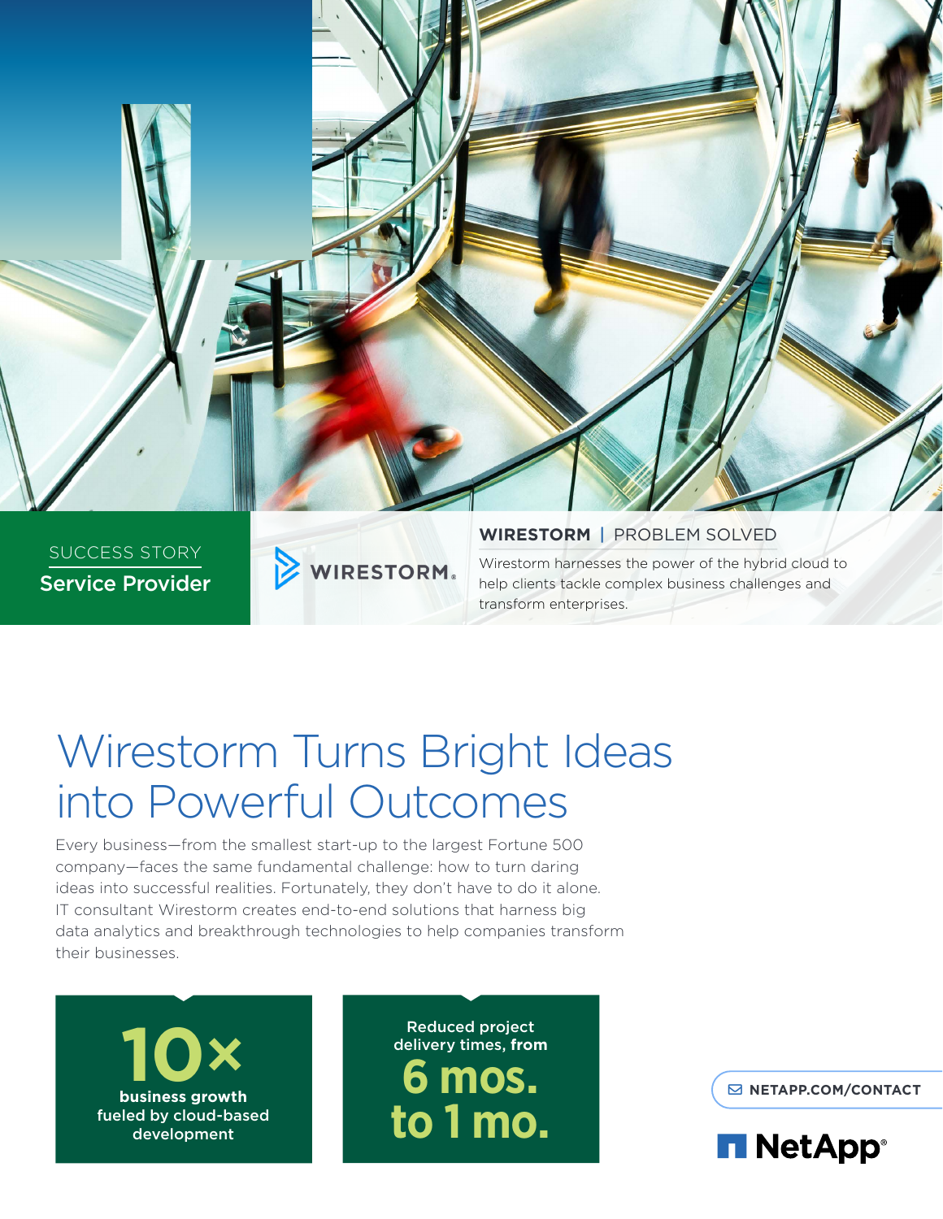SUCCESS STORY

**Service Provider**

WIRESTORM

**WIRESTORM** | PROBLEM SOLVED

Wirestorm harnesses the power of the hybrid cloud to help clients tackle complex business challenges and transform enterprises.

# Wirestorm Turns Bright Ideas into Powerful Outcomes

Every business—from the smallest start-up to the largest Fortune 500 company—faces the same fundamental challenge: how to turn daring ideas into successful realities. Fortunately, they don't have to do it alone. IT consultant Wirestorm creates end-to-end solutions that harness big data analytics and breakthrough technologies to help companies transform their businesses.

**10×**
**business growth fueled by cloud-based development**

Reduced project delivery times, **from**
**6 mos. to 1 mo.**

**NETAPP.COM/CONTACT**

NetApp®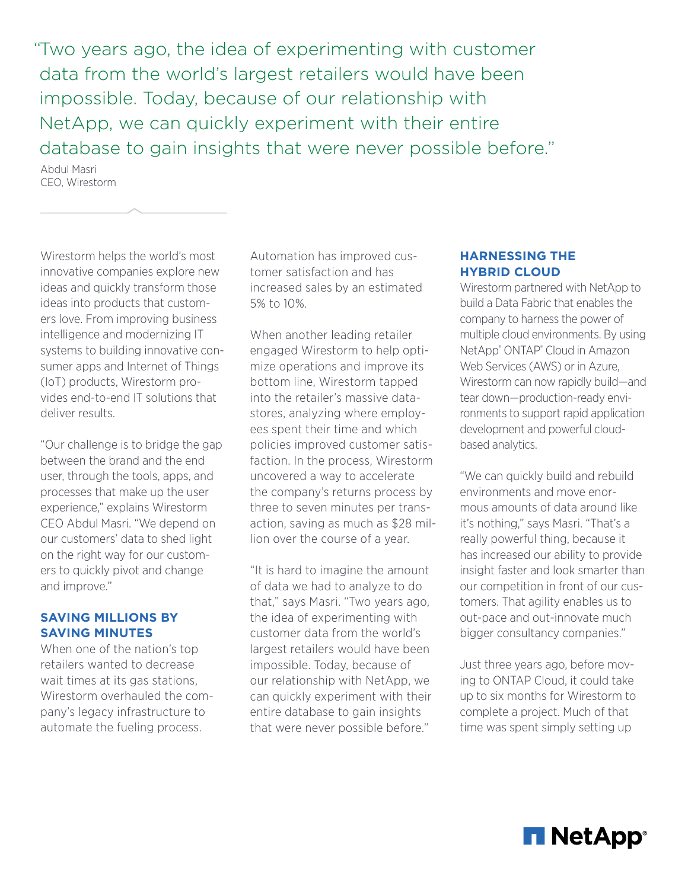> "Two years ago, the idea of experimenting with customer data from the world's largest retailers would have been impossible. Today, because of our relationship with NetApp, we can quickly experiment with their entire database to gain insights that were never possible before."
>
> Abdul Masri
> CEO, Wirestorm

Wirestorm helps the world's most innovative companies explore new ideas and quickly transform those ideas into products that customers love. From improving business intelligence and modernizing IT systems to building innovative consumer apps and Internet of Things (IoT) products, Wirestorm provides end-to-end IT solutions that deliver results.

"Our challenge is to bridge the gap between the brand and the end user, through the tools, apps, and processes that make up the user experience," explains Wirestorm CEO Abdul Masri. "We depend on our customers' data to shed light on the right way for our customers to quickly pivot and change and improve."

## SAVING MILLIONS BY SAVING MINUTES

When one of the nation's top retailers wanted to decrease wait times at its gas stations, Wirestorm overhauled the company's legacy infrastructure to automate the fueling process. Automation has improved customer satisfaction and has increased sales by an estimated 5% to 10%.

When another leading retailer engaged Wirestorm to help optimize operations and improve its bottom line, Wirestorm tapped into the retailer's massive datastores, analyzing where employees spent their time and which policies improved customer satisfaction. In the process, Wirestorm uncovered a way to accelerate the company's returns process by three to seven minutes per transaction, saving as much as $28 million over the course of a year.

"It is hard to imagine the amount of data we had to analyze to do that," says Masri. "Two years ago, the idea of experimenting with customer data from the world's largest retailers would have been impossible. Today, because of our relationship with NetApp, we can quickly experiment with their entire database to gain insights that were never possible before."

## HARNESSING THE HYBRID CLOUD

Wirestorm partnered with NetApp to build a Data Fabric that enables the company to harness the power of multiple cloud environments. By using NetApp® ONTAP® Cloud in Amazon Web Services (AWS) or in Azure, Wirestorm can now rapidly build—and tear down—production-ready environments to support rapid application development and powerful cloud-based analytics.

"We can quickly build and rebuild environments and move enormous amounts of data around like it's nothing," says Masri. "That's a really powerful thing, because it has increased our ability to provide insight faster and look smarter than our competition in front of our customers. That agility enables us to out-pace and out-innovate much bigger consultancy companies."

Just three years ago, before moving to ONTAP Cloud, it could take up to six months for Wirestorm to complete a project. Much of that time was spent simply setting up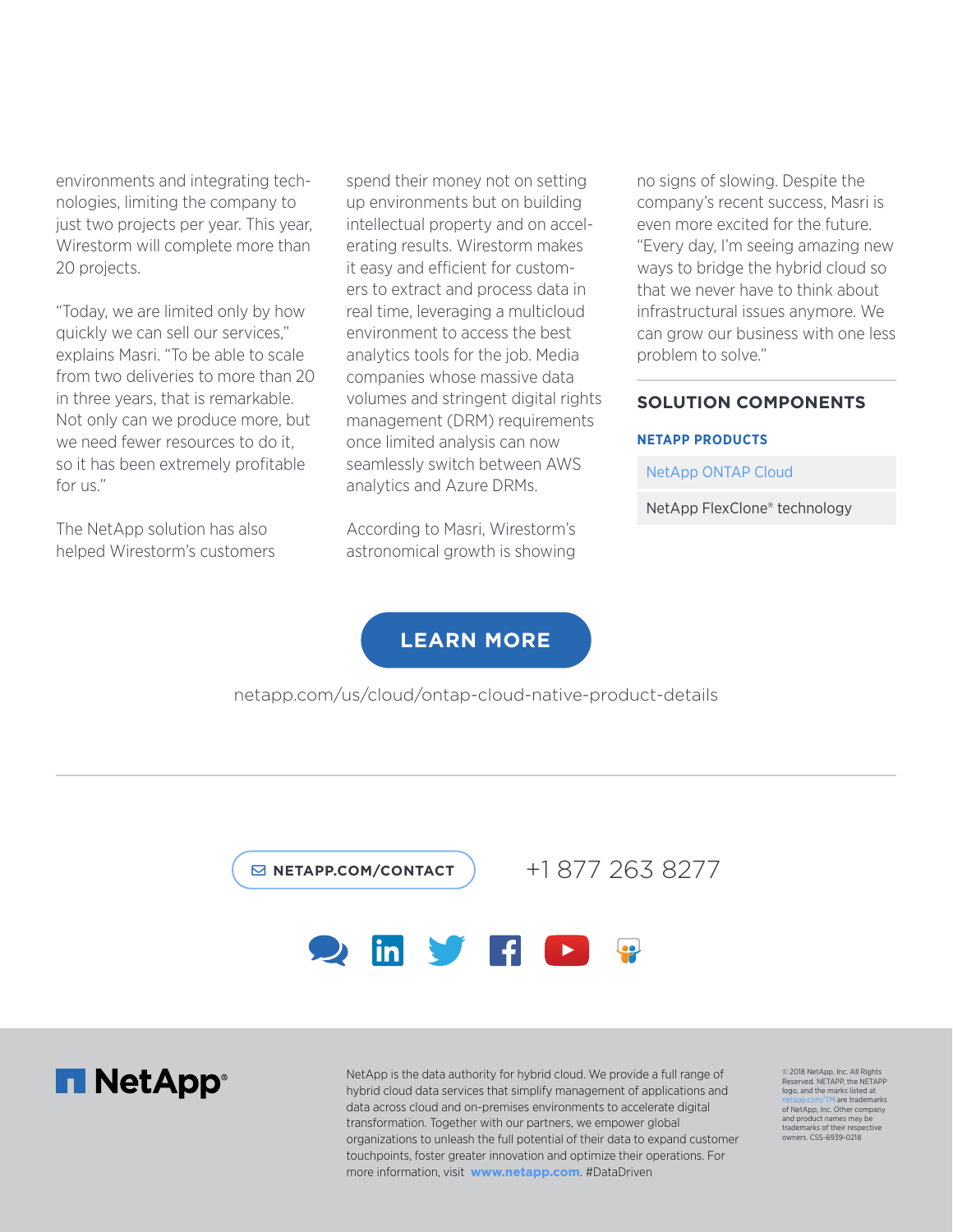environments and integrating technologies, limiting the company to just two projects per year. This year, Wirestorm will complete more than 20 projects.

"Today, we are limited only by how quickly we can sell our services," explains Masri. "To be able to scale from two deliveries to more than 20 in three years, that is remarkable. Not only can we produce more, but we need fewer resources to do it, so it has been extremely profitable for us."

The NetApp solution has also helped Wirestorm's customers spend their money not on setting up environments but on building intellectual property and on accelerating results. Wirestorm makes it easy and efficient for customers to extract and process data in real time, leveraging a multicloud environment to access the best analytics tools for the job. Media companies whose massive data volumes and stringent digital rights management (DRM) requirements once limited analysis can now seamlessly switch between AWS analytics and Azure DRMs.

According to Masri, Wirestorm's astronomical growth is showing no signs of slowing. Despite the company's recent success, Masri is even more excited for the future. "Every day, I'm seeing amazing new ways to bridge the hybrid cloud so that we never have to think about infrastructural issues anymore. We can grow our business with one less problem to solve."

## SOLUTION COMPONENTS

### NETAPP PRODUCTS

NetApp ONTAP Cloud

NetApp FlexClone® technology

**LEARN MORE**

netapp.com/us/cloud/ontap-cloud-native-product-details

**NETAPP.COM/CONTACT**   +1 877 263 8277

NetApp®

NetApp is the data authority for hybrid cloud. We provide a full range of hybrid cloud data services that simplify management of applications and data across cloud and on-premises environments to accelerate digital transformation. Together with our partners, we empower global organizations to unleash the full potential of their data to expand customer touchpoints, foster greater innovation and optimize their operations. For more information, visit **www.netapp.com**. #DataDriven

© 2018 NetApp, Inc. All Rights Reserved. NETAPP, the NETAPP logo, and the marks listed at netapp.com/TM are trademarks of NetApp, Inc. Other company and product names may be trademarks of their respective owners. CSS-6939-0218